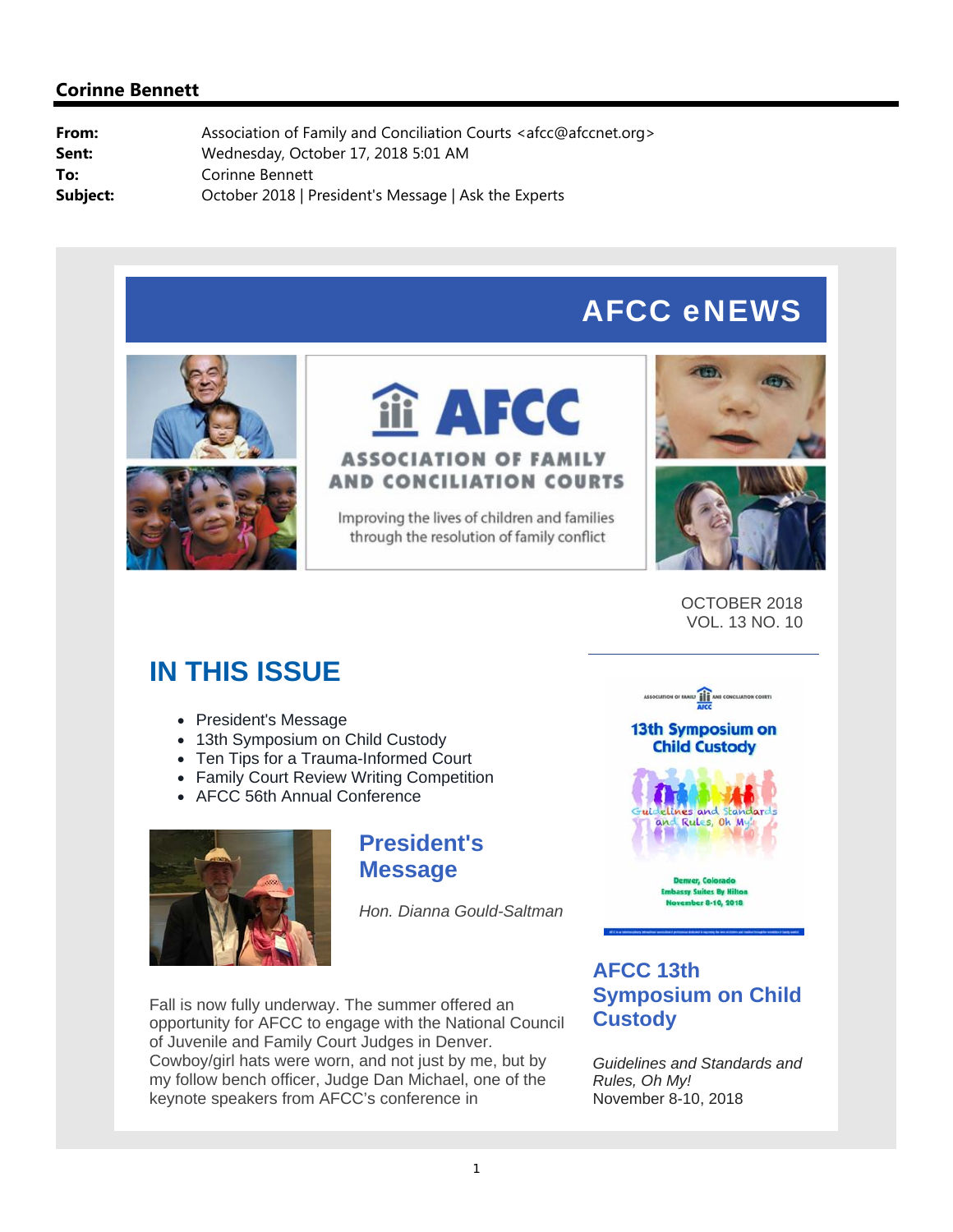**Corinne Bennett**

**From:** Association of Family and Conciliation Courts <afcc@afccnet.org>
**Sent:** Wednesday, October 17, 2018 5:01 AM
**To:** Corinne Bennett
**Subject:** October 2018 | President's Message | Ask the Experts

# AFCC eNEWS

AFCC

ASSOCIATION OF FAMILY AND CONCILIATION COURTS

Improving the lives of children and families through the resolution of family conflict

OCTOBER 2018
VOL. 13 NO. 10

## IN THIS ISSUE

- President's Message
- 13th Symposium on Child Custody
- Ten Tips for a Trauma-Informed Court
- Family Court Review Writing Competition
- AFCC 56th Annual Conference

## President's Message

*Hon. Dianna Gould-Saltman*

Fall is now fully underway. The summer offered an opportunity for AFCC to engage with the National Council of Juvenile and Family Court Judges in Denver. Cowboy/girl hats were worn, and not just by me, but by my follow bench officer, Judge Dan Michael, one of the keynote speakers from AFCC's conference in

ASSOCIATION OF FAMILY AND CONCILIATION COURTS
AFCC

13th Symposium on Child Custody

Guidelines and Standards and Rules, Oh My!

Denver, Colorado
Embassy Suites By Hilton
November 8-10, 2018

## AFCC 13th Symposium on Child Custody

*Guidelines and Standards and Rules, Oh My!*
November 8-10, 2018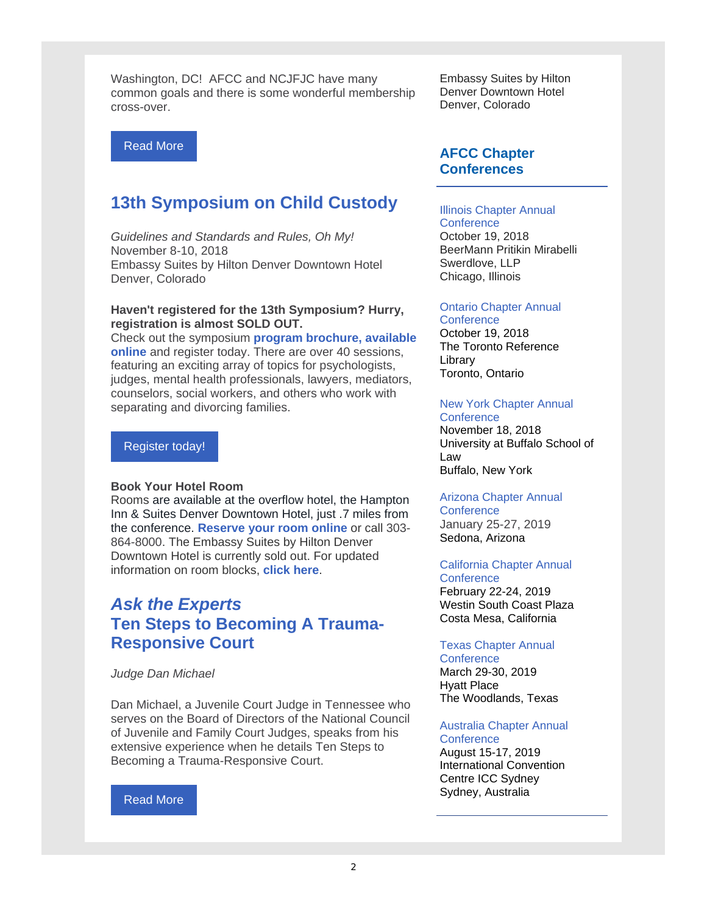Washington, DC! AFCC and NCJFJC have many common goals and there is some wonderful membership cross-over.

Read More

## 13th Symposium on Child Custody

*Guidelines and Standards and Rules, Oh My!*
November 8-10, 2018
Embassy Suites by Hilton Denver Downtown Hotel
Denver, Colorado

**Haven't registered for the 13th Symposium? Hurry, registration is almost SOLD OUT.**
Check out the symposium **program brochure, available online** and register today. There are over 40 sessions, featuring an exciting array of topics for psychologists, judges, mental health professionals, lawyers, mediators, counselors, social workers, and others who work with separating and divorcing families.

Register today!

**Book Your Hotel Room**
Rooms are available at the overflow hotel, the Hampton Inn & Suites Denver Downtown Hotel, just .7 miles from the conference. **Reserve your room online** or call 303-864-8000. The Embassy Suites by Hilton Denver Downtown Hotel is currently sold out. For updated information on room blocks, **click here**.

## *Ask the Experts*
## Ten Steps to Becoming A Trauma-Responsive Court

*Judge Dan Michael*

Dan Michael, a Juvenile Court Judge in Tennessee who serves on the Board of Directors of the National Council of Juvenile and Family Court Judges, speaks from his extensive experience when he details Ten Steps to Becoming a Trauma-Responsive Court.

Read More

Embassy Suites by Hilton
Denver Downtown Hotel
Denver, Colorado

## AFCC Chapter Conferences

Illinois Chapter Annual Conference
October 19, 2018
BeerMann Pritikin Mirabelli Swerdlove, LLP
Chicago, Illinois

Ontario Chapter Annual Conference
October 19, 2018
The Toronto Reference Library
Toronto, Ontario

New York Chapter Annual Conference
November 18, 2018
University at Buffalo School of Law
Buffalo, New York

Arizona Chapter Annual Conference
January 25-27, 2019
Sedona, Arizona

California Chapter Annual Conference
February 22-24, 2019
Westin South Coast Plaza
Costa Mesa, California

Texas Chapter Annual Conference
March 29-30, 2019
Hyatt Place
The Woodlands, Texas

Australia Chapter Annual Conference
August 15-17, 2019
International Convention Centre ICC Sydney
Sydney, Australia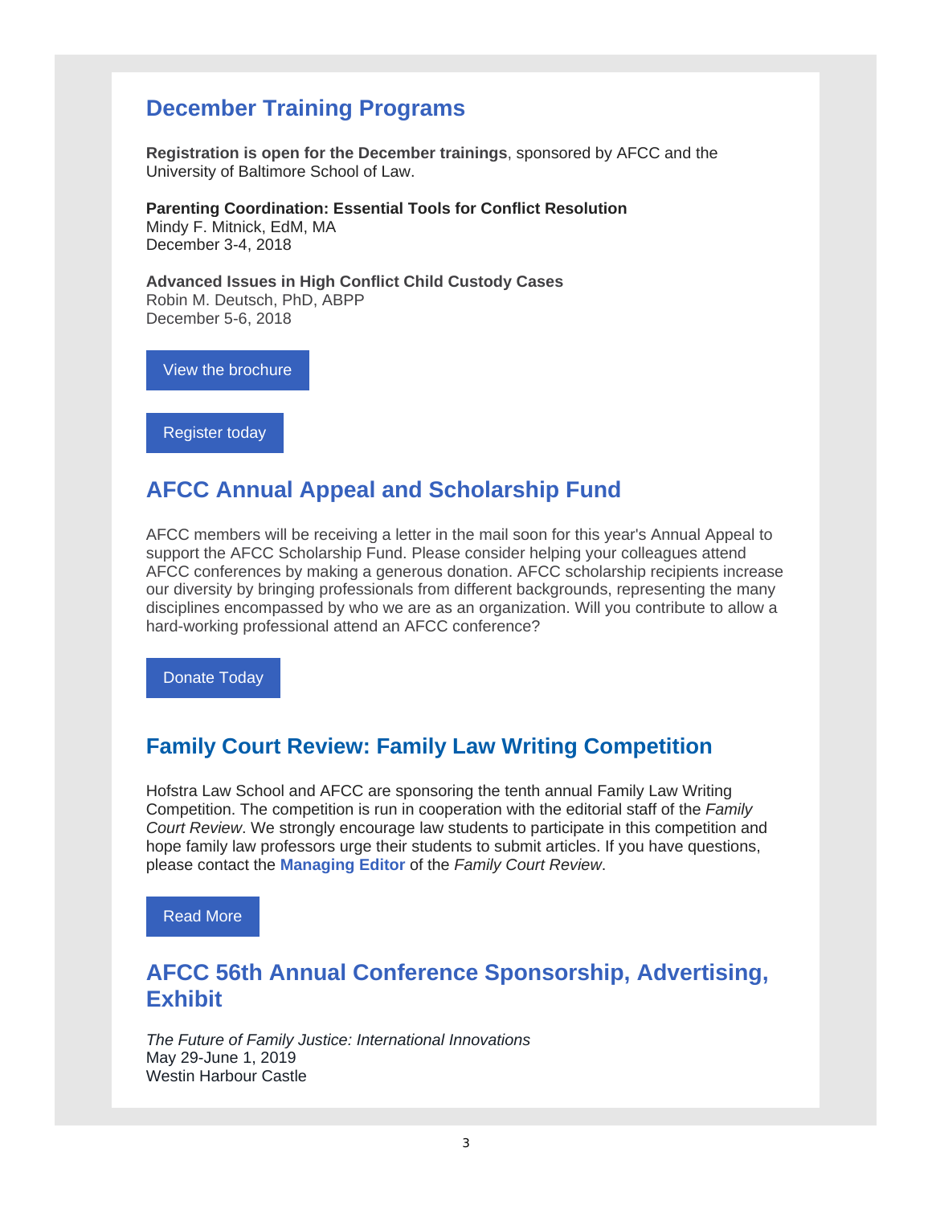## December Training Programs

**Registration is open for the December trainings**, sponsored by AFCC and the University of Baltimore School of Law.

**Parenting Coordination: Essential Tools for Conflict Resolution**
Mindy F. Mitnick, EdM, MA
December 3-4, 2018

**Advanced Issues in High Conflict Child Custody Cases**
Robin M. Deutsch, PhD, ABPP
December 5-6, 2018

View the brochure

Register today

## AFCC Annual Appeal and Scholarship Fund

AFCC members will be receiving a letter in the mail soon for this year's Annual Appeal to support the AFCC Scholarship Fund. Please consider helping your colleagues attend AFCC conferences by making a generous donation. AFCC scholarship recipients increase our diversity by bringing professionals from different backgrounds, representing the many disciplines encompassed by who we are as an organization. Will you contribute to allow a hard-working professional attend an AFCC conference?

Donate Today

## Family Court Review: Family Law Writing Competition

Hofstra Law School and AFCC are sponsoring the tenth annual Family Law Writing Competition. The competition is run in cooperation with the editorial staff of the *Family Court Review*. We strongly encourage law students to participate in this competition and hope family law professors urge their students to submit articles. If you have questions, please contact the **Managing Editor** of the *Family Court Review*.

Read More

## AFCC 56th Annual Conference Sponsorship, Advertising, Exhibit

*The Future of Family Justice: International Innovations*
May 29-June 1, 2019
Westin Harbour Castle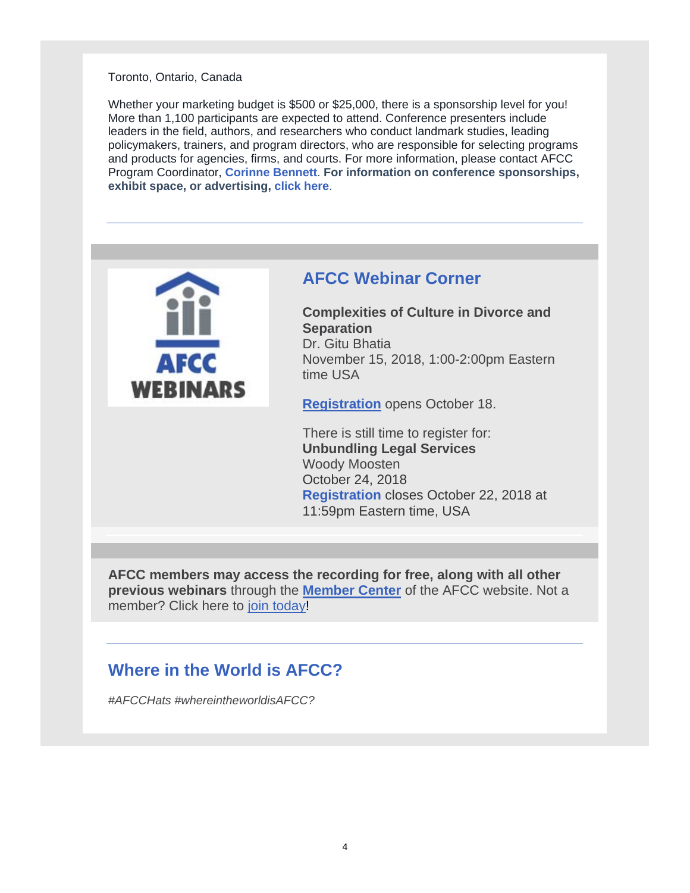Toronto, Ontario, Canada

Whether your marketing budget is $500 or $25,000, there is a sponsorship level for you! More than 1,100 participants are expected to attend. Conference presenters include leaders in the field, authors, and researchers who conduct landmark studies, leading policymakers, trainers, and program directors, who are responsible for selecting programs and products for agencies, firms, and courts. For more information, please contact AFCC Program Coordinator, **Corinne Bennett**. **For information on conference sponsorships, exhibit space, or advertising, click here**.

---

AFCC WEBINARS

## AFCC Webinar Corner

**Complexities of Culture in Divorce and Separation**
Dr. Gitu Bhatia
November 15, 2018, 1:00-2:00pm Eastern time USA

**Registration** opens October 18.

There is still time to register for:
**Unbundling Legal Services**
Woody Moosten
October 24, 2018
**Registration** closes October 22, 2018 at 11:59pm Eastern time, USA

**AFCC members may access the recording for free, along with all other previous webinars** through the **Member Center** of the AFCC website. Not a member? Click here to join today!

---

## Where in the World is AFCC?

*#AFCCHats #whereintheworldisAFCC?*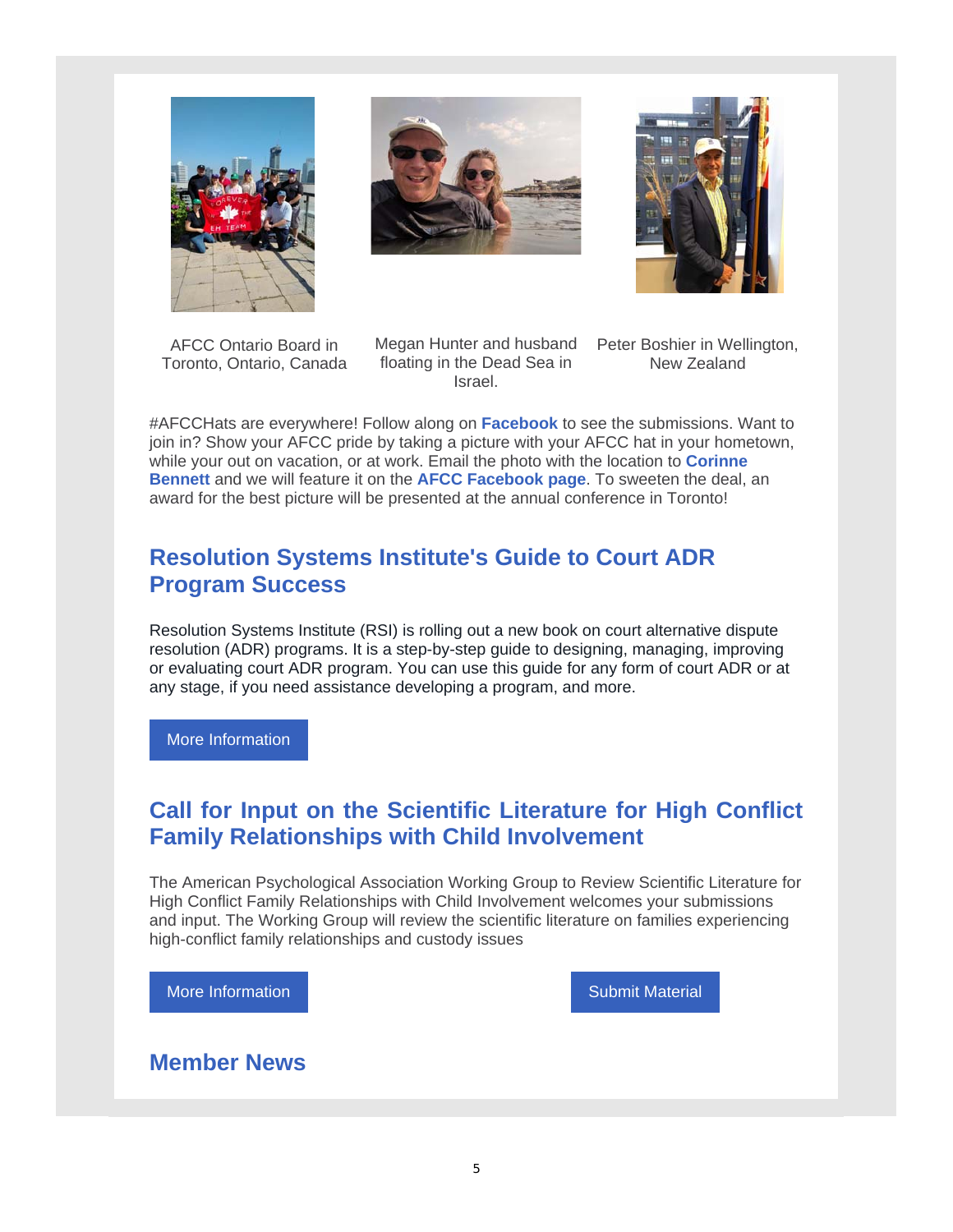AFCC Ontario Board in Toronto, Ontario, Canada

Megan Hunter and husband floating in the Dead Sea in Israel.

Peter Boshier in Wellington, New Zealand

#AFCCHats are everywhere! Follow along on **Facebook** to see the submissions. Want to join in? Show your AFCC pride by taking a picture with your AFCC hat in your hometown, while your out on vacation, or at work. Email the photo with the location to **Corinne Bennett** and we will feature it on the **AFCC Facebook page**. To sweeten the deal, an award for the best picture will be presented at the annual conference in Toronto!

## Resolution Systems Institute's Guide to Court ADR Program Success

Resolution Systems Institute (RSI) is rolling out a new book on court alternative dispute resolution (ADR) programs. It is a step-by-step guide to designing, managing, improving or evaluating court ADR program. You can use this guide for any form of court ADR or at any stage, if you need assistance developing a program, and more.

More Information

## Call for Input on the Scientific Literature for High Conflict Family Relationships with Child Involvement

The American Psychological Association Working Group to Review Scientific Literature for High Conflict Family Relationships with Child Involvement welcomes your submissions and input. The Working Group will review the scientific literature on families experiencing high-conflict family relationships and custody issues

More Information

Submit Material

## Member News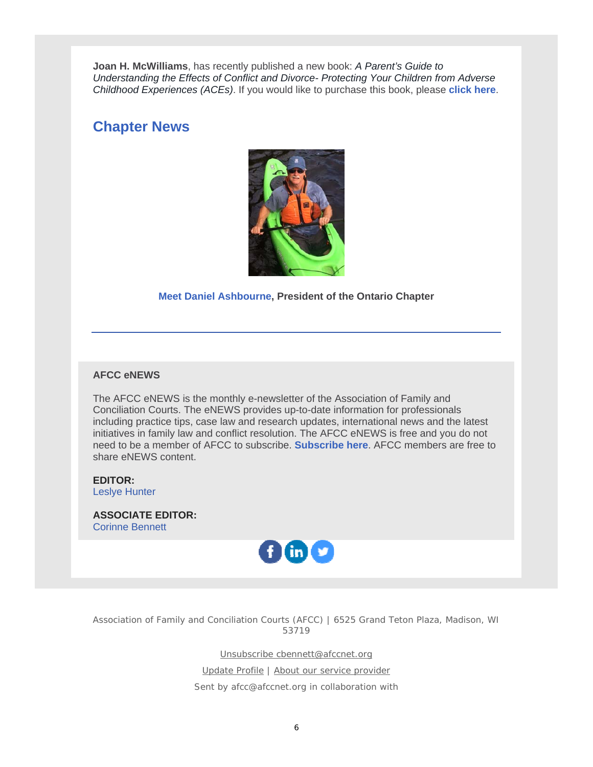**Joan H. McWilliams**, has recently published a new book: *A Parent's Guide to Understanding the Effects of Conflict and Divorce- Protecting Your Children from Adverse Childhood Experiences (ACEs)*. If you would like to purchase this book, please **click here**.

## Chapter News

**Meet Daniel Ashbourne, President of the Ontario Chapter**

---

**AFCC eNEWS**

The AFCC eNEWS is the monthly e-newsletter of the Association of Family and Conciliation Courts. The eNEWS provides up-to-date information for professionals including practice tips, case law and research updates, international news and the latest initiatives in family law and conflict resolution. The AFCC eNEWS is free and you do not need to be a member of AFCC to subscribe. **Subscribe here**. AFCC members are free to share eNEWS content.

**EDITOR:**
Leslye Hunter

**ASSOCIATE EDITOR:**
Corinne Bennett

Association of Family and Conciliation Courts (AFCC) | 6525 Grand Teton Plaza, Madison, WI 53719

Unsubscribe cbennett@afccnet.org

Update Profile | About our service provider

Sent by afcc@afccnet.org in collaboration with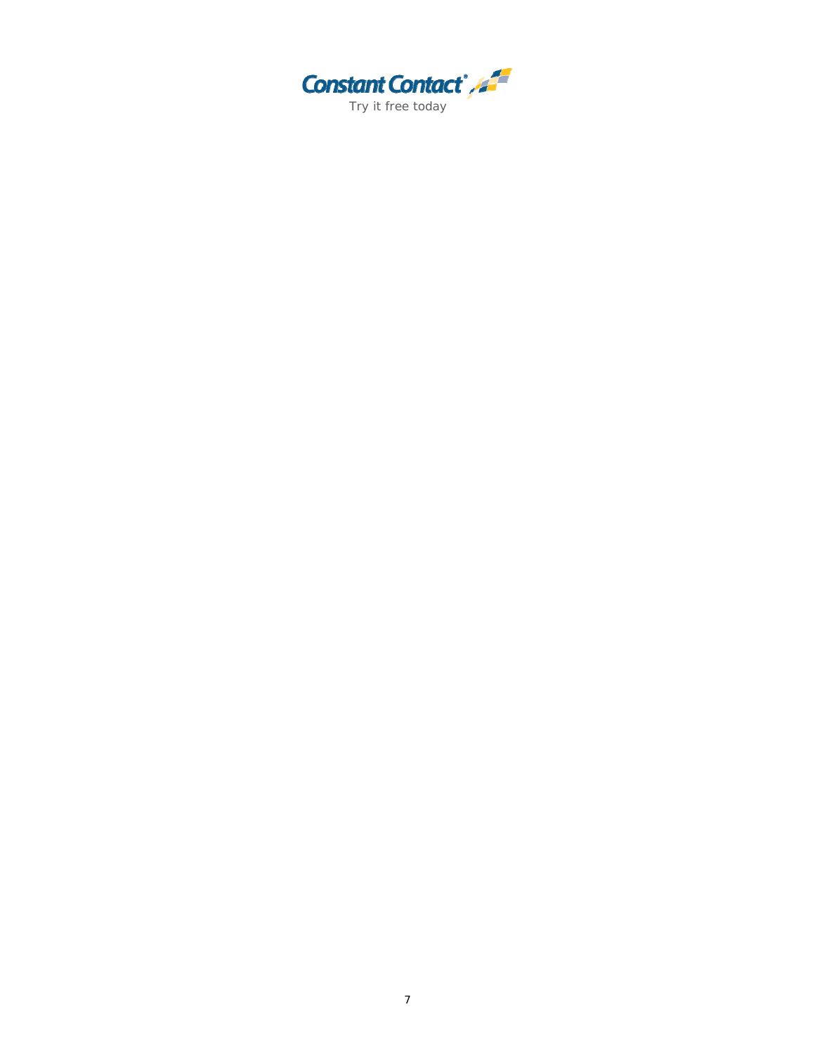Constant Contact®

Try it free today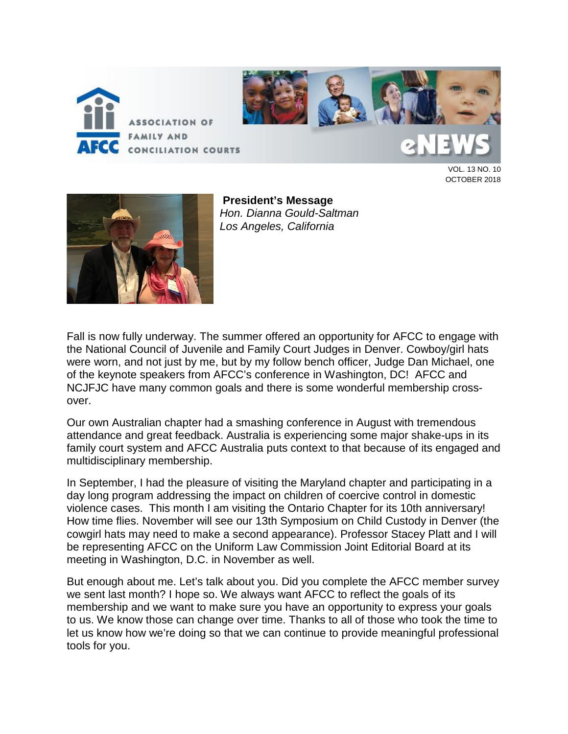ASSOCIATION OF FAMILY AND CONCILIATION COURTS

eNEWS

VOL. 13 NO. 10
OCTOBER 2018

**President's Message**
*Hon. Dianna Gould-Saltman*
*Los Angeles, California*

Fall is now fully underway. The summer offered an opportunity for AFCC to engage with the National Council of Juvenile and Family Court Judges in Denver. Cowboy/girl hats were worn, and not just by me, but by my follow bench officer, Judge Dan Michael, one of the keynote speakers from AFCC's conference in Washington, DC! AFCC and NCJFJC have many common goals and there is some wonderful membership cross-over.

Our own Australian chapter had a smashing conference in August with tremendous attendance and great feedback. Australia is experiencing some major shake-ups in its family court system and AFCC Australia puts context to that because of its engaged and multidisciplinary membership.

In September, I had the pleasure of visiting the Maryland chapter and participating in a day long program addressing the impact on children of coercive control in domestic violence cases. This month I am visiting the Ontario Chapter for its 10th anniversary! How time flies. November will see our 13th Symposium on Child Custody in Denver (the cowgirl hats may need to make a second appearance). Professor Stacey Platt and I will be representing AFCC on the Uniform Law Commission Joint Editorial Board at its meeting in Washington, D.C. in November as well.

But enough about me. Let's talk about you. Did you complete the AFCC member survey we sent last month? I hope so. We always want AFCC to reflect the goals of its membership and we want to make sure you have an opportunity to express your goals to us. We know those can change over time. Thanks to all of those who took the time to let us know how we're doing so that we can continue to provide meaningful professional tools for you.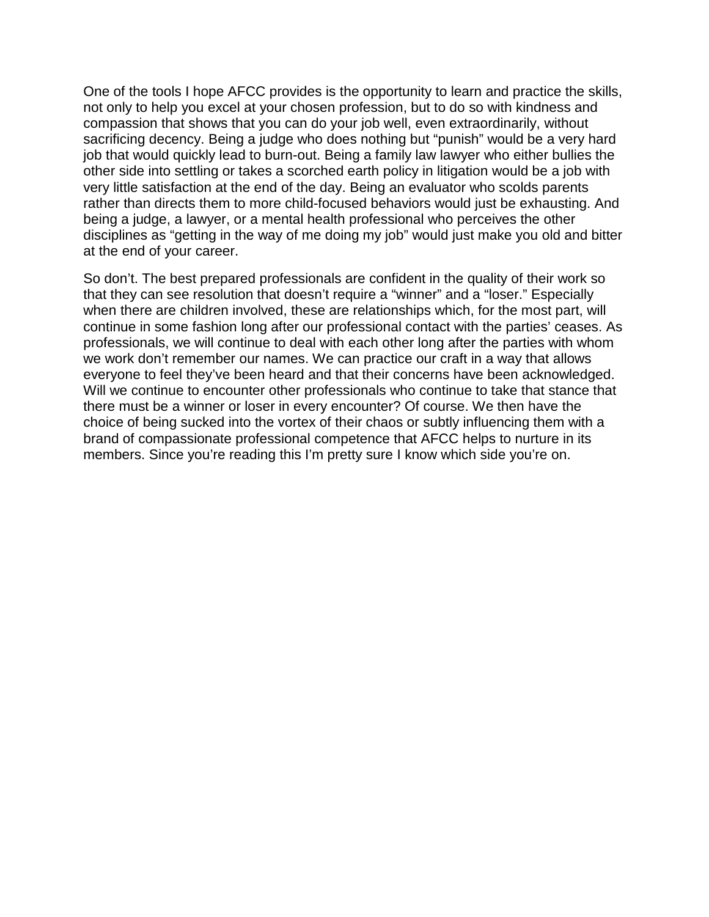One of the tools I hope AFCC provides is the opportunity to learn and practice the skills, not only to help you excel at your chosen profession, but to do so with kindness and compassion that shows that you can do your job well, even extraordinarily, without sacrificing decency. Being a judge who does nothing but "punish" would be a very hard job that would quickly lead to burn-out. Being a family law lawyer who either bullies the other side into settling or takes a scorched earth policy in litigation would be a job with very little satisfaction at the end of the day. Being an evaluator who scolds parents rather than directs them to more child-focused behaviors would just be exhausting. And being a judge, a lawyer, or a mental health professional who perceives the other disciplines as "getting in the way of me doing my job" would just make you old and bitter at the end of your career.

So don't. The best prepared professionals are confident in the quality of their work so that they can see resolution that doesn't require a "winner" and a "loser." Especially when there are children involved, these are relationships which, for the most part, will continue in some fashion long after our professional contact with the parties' ceases. As professionals, we will continue to deal with each other long after the parties with whom we work don't remember our names. We can practice our craft in a way that allows everyone to feel they've been heard and that their concerns have been acknowledged. Will we continue to encounter other professionals who continue to take that stance that there must be a winner or loser in every encounter? Of course. We then have the choice of being sucked into the vortex of their chaos or subtly influencing them with a brand of compassionate professional competence that AFCC helps to nurture in its members. Since you're reading this I'm pretty sure I know which side you're on.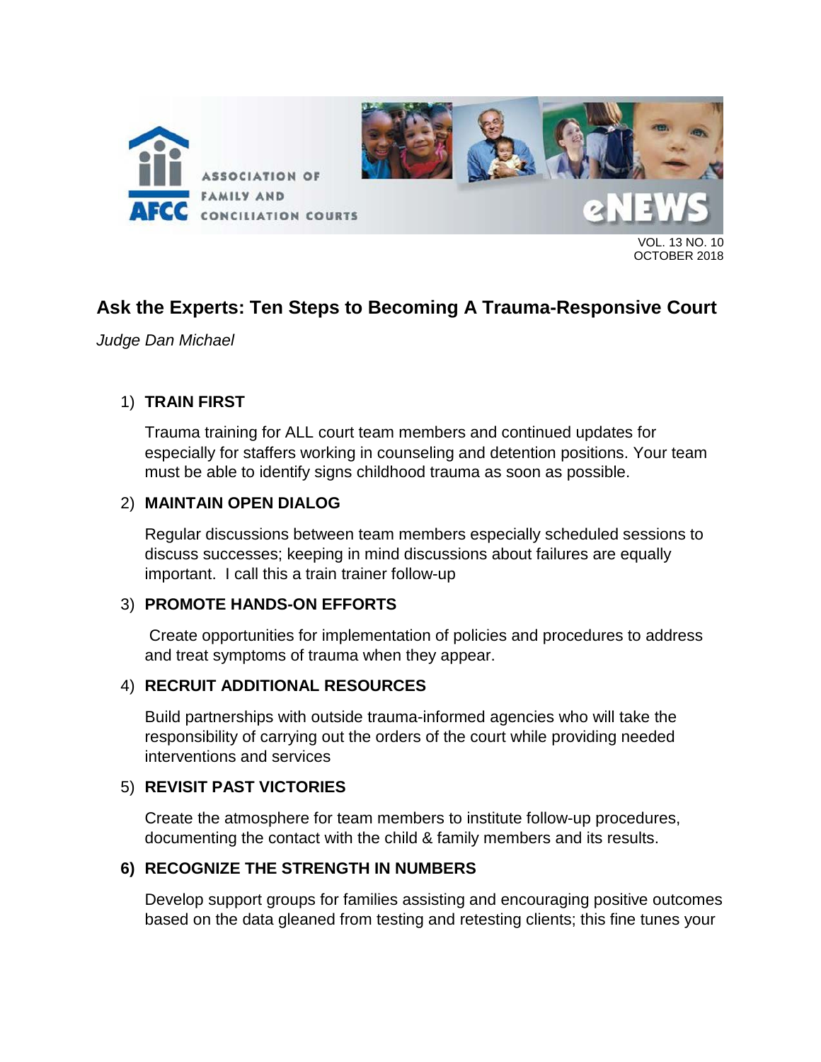# Ask the Experts: Ten Steps to Becoming A Trauma-Responsive Court

*Judge Dan Michael*

1) **TRAIN FIRST**

   Trauma training for ALL court team members and continued updates for especially for staffers working in counseling and detention positions. Your team must be able to identify signs childhood trauma as soon as possible.

2) **MAINTAIN OPEN DIALOG**

   Regular discussions between team members especially scheduled sessions to discuss successes; keeping in mind discussions about failures are equally important. I call this a train trainer follow-up

3) **PROMOTE HANDS-ON EFFORTS**

   Create opportunities for implementation of policies and procedures to address and treat symptoms of trauma when they appear.

4) **RECRUIT ADDITIONAL RESOURCES**

   Build partnerships with outside trauma-informed agencies who will take the responsibility of carrying out the orders of the court while providing needed interventions and services

5) **REVISIT PAST VICTORIES**

   Create the atmosphere for team members to institute follow-up procedures, documenting the contact with the child & family members and its results.

6) **RECOGNIZE THE STRENGTH IN NUMBERS**

   Develop support groups for families assisting and encouraging positive outcomes based on the data gleaned from testing and retesting clients; this fine tunes your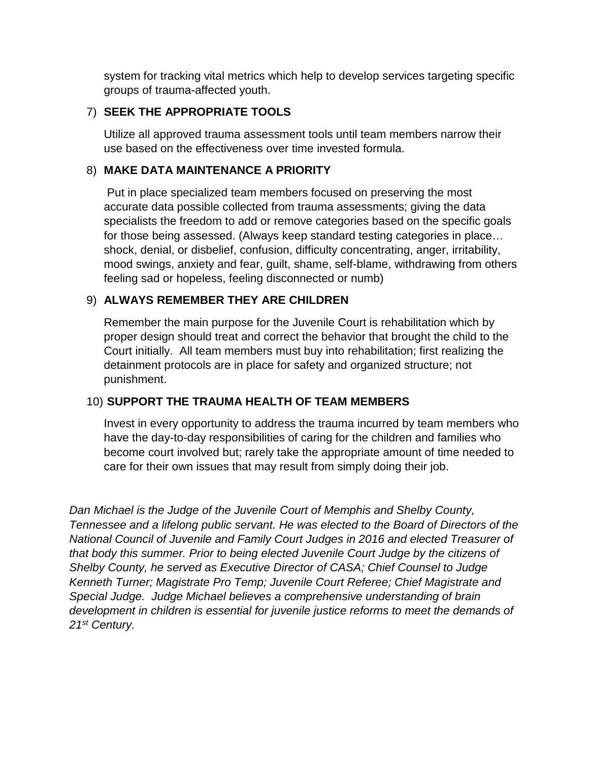system for tracking vital metrics which help to develop services targeting specific groups of trauma-affected youth.

7) **SEEK THE APPROPRIATE TOOLS**

Utilize all approved trauma assessment tools until team members narrow their use based on the effectiveness over time invested formula.

8) **MAKE DATA MAINTENANCE A PRIORITY**

Put in place specialized team members focused on preserving the most accurate data possible collected from trauma assessments; giving the data specialists the freedom to add or remove categories based on the specific goals for those being assessed. (Always keep standard testing categories in place… shock, denial, or disbelief, confusion, difficulty concentrating, anger, irritability, mood swings, anxiety and fear, guilt, shame, self-blame, withdrawing from others feeling sad or hopeless, feeling disconnected or numb)

9) **ALWAYS REMEMBER THEY ARE CHILDREN**

Remember the main purpose for the Juvenile Court is rehabilitation which by proper design should treat and correct the behavior that brought the child to the Court initially. All team members must buy into rehabilitation; first realizing the detainment protocols are in place for safety and organized structure; not punishment.

10) **SUPPORT THE TRAUMA HEALTH OF TEAM MEMBERS**

Invest in every opportunity to address the trauma incurred by team members who have the day-to-day responsibilities of caring for the children and families who become court involved but; rarely take the appropriate amount of time needed to care for their own issues that may result from simply doing their job.

*Dan Michael is the Judge of the Juvenile Court of Memphis and Shelby County, Tennessee and a lifelong public servant. He was elected to the Board of Directors of the National Council of Juvenile and Family Court Judges in 2016 and elected Treasurer of that body this summer. Prior to being elected Juvenile Court Judge by the citizens of Shelby County, he served as Executive Director of CASA; Chief Counsel to Judge Kenneth Turner; Magistrate Pro Temp; Juvenile Court Referee; Chief Magistrate and Special Judge. Judge Michael believes a comprehensive understanding of brain development in children is essential for juvenile justice reforms to meet the demands of 21st Century.*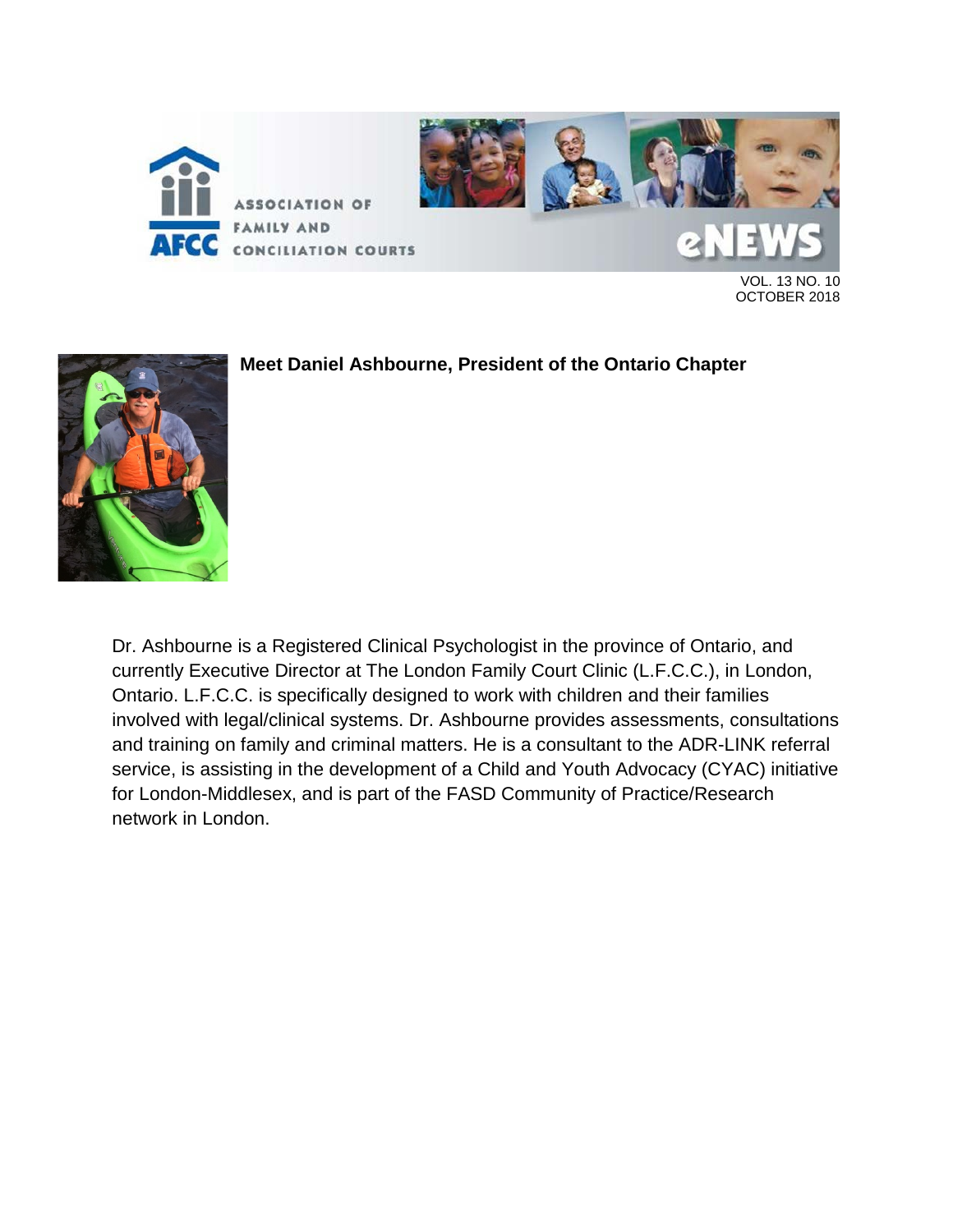## Meet Daniel Ashbourne, President of the Ontario Chapter

Dr. Ashbourne is a Registered Clinical Psychologist in the province of Ontario, and currently Executive Director at The London Family Court Clinic (L.F.C.C.), in London, Ontario. L.F.C.C. is specifically designed to work with children and their families involved with legal/clinical systems. Dr. Ashbourne provides assessments, consultations and training on family and criminal matters. He is a consultant to the ADR-LINK referral service, is assisting in the development of a Child and Youth Advocacy (CYAC) initiative for London-Middlesex, and is part of the FASD Community of Practice/Research network in London.